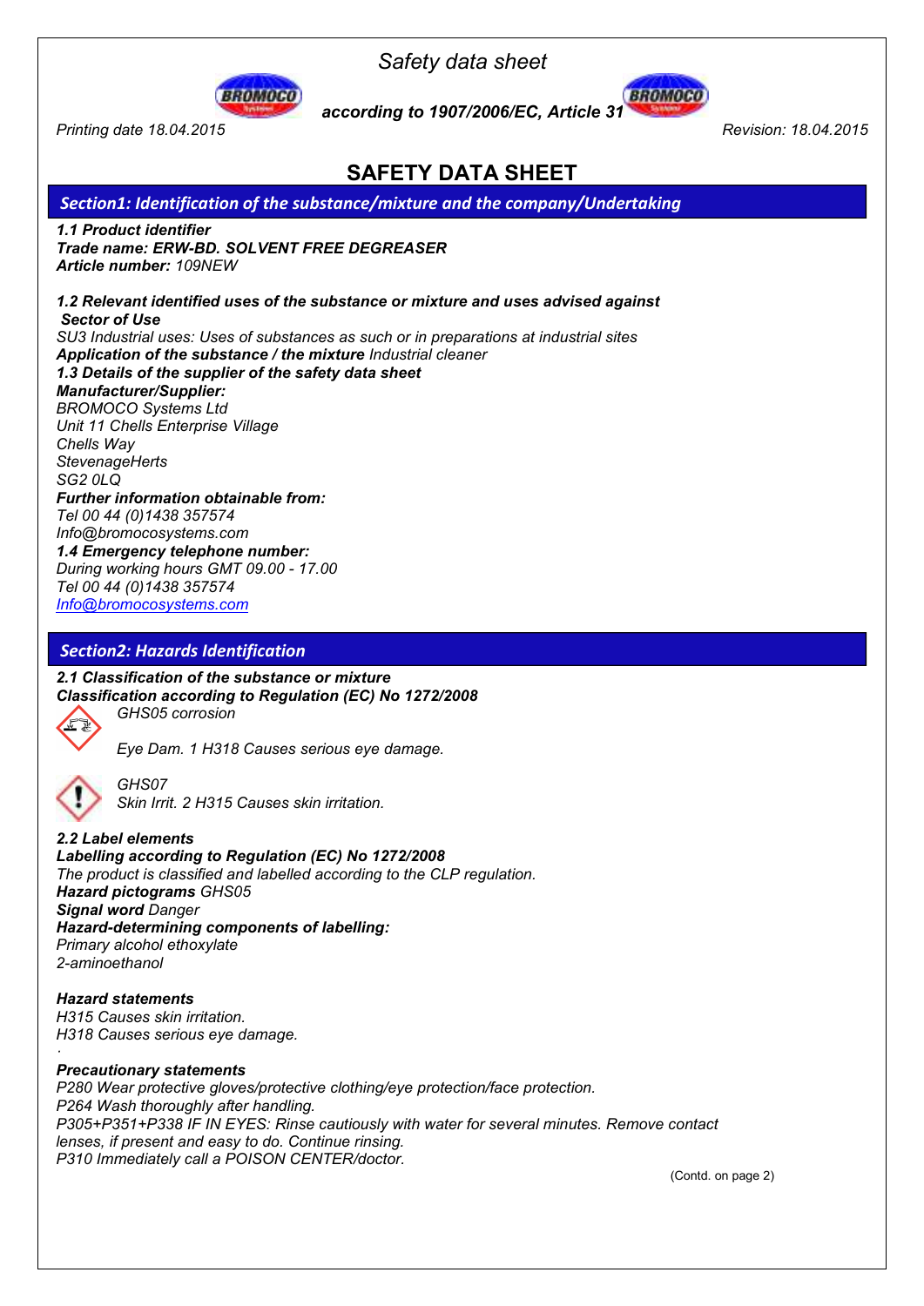# SAFETY DATA SHEET

## Section1: Identification of the substance/mixture and the company/Undertaking

***1.1 Product identifier***
***Trade name: ERW-BD. SOLVENT FREE DEGREASER***
***Article number:*** *109NEW*

***1.2 Relevant identified uses of the substance or mixture and uses advised against***
***Sector of Use***
*SU3 Industrial uses: Uses of substances as such or in preparations at industrial sites*
***Application of the substance / the mixture*** *Industrial cleaner*
***1.3 Details of the supplier of the safety data sheet***
***Manufacturer/Supplier:***
*BROMOCO Systems Ltd*
*Unit 11 Chells Enterprise Village*
*Chells Way*
*StevenageHerts*
*SG2 0LQ*
***Further information obtainable from:***
*Tel 00 44 (0)1438 357574*
*Info@bromocosystems.com*
***1.4 Emergency telephone number:***
*During working hours GMT 09.00 - 17.00*
*Tel 00 44 (0)1438 357574*
*Info@bromocosystems.com*

## Section2: Hazards Identification

***2.1 Classification of the substance or mixture***
***Classification according to Regulation (EC) No 1272/2008***

*GHS05 corrosion*

*Eye Dam. 1 H318 Causes serious eye damage.*

*GHS07*
*Skin Irrit. 2 H315 Causes skin irritation.*

***2.2 Label elements***
***Labelling according to Regulation (EC) No 1272/2008***
*The product is classified and labelled according to the CLP regulation.*
***Hazard pictograms*** *GHS05*
***Signal word*** *Danger*
***Hazard-determining components of labelling:***
*Primary alcohol ethoxylate*
*2-aminoethanol*

***Hazard statements***
*H315 Causes skin irritation.*
*H318 Causes serious eye damage.*

***Precautionary statements***
*P280 Wear protective gloves/protective clothing/eye protection/face protection.*
*P264 Wash thoroughly after handling.*
*P305+P351+P338 IF IN EYES: Rinse cautiously with water for several minutes. Remove contact lenses, if present and easy to do. Continue rinsing.*
*P310 Immediately call a POISON CENTER/doctor.*

(Contd. on page 2)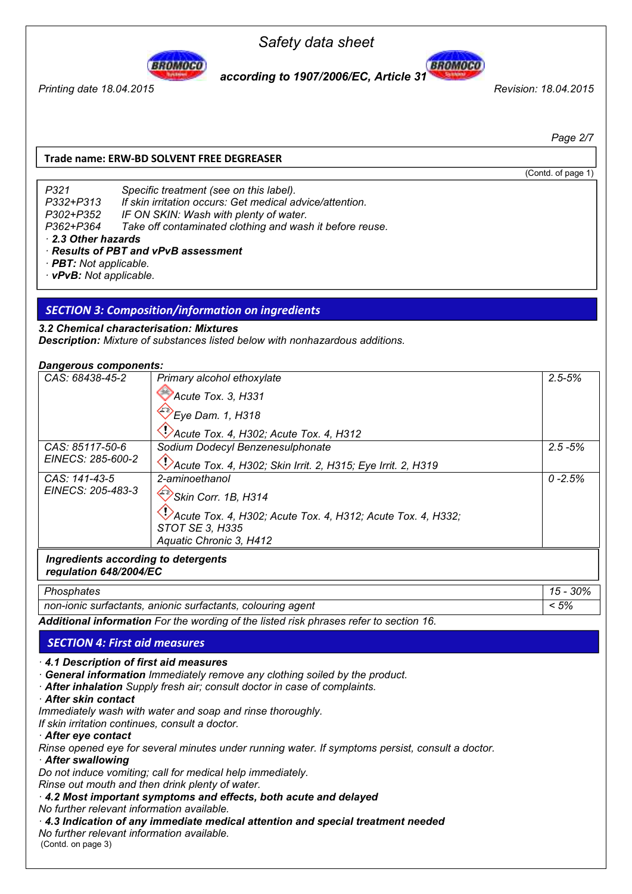**Trade name: ERW-BD SOLVENT FREE DEGREASER**

(Contd. of page 1)

P321 Specific treatment (see on this label).
P332+P313 If skin irritation occurs: Get medical advice/attention.
P302+P352 IF ON SKIN: Wash with plenty of water.
P362+P364 Take off contaminated clothing and wash it before reuse.

· **2.3 Other hazards**
· **Results of PBT and vPvB assessment**
· **PBT:** Not applicable.
· **vPvB:** Not applicable.

## SECTION 3: Composition/information on ingredients

***3.2 Chemical characterisation: Mixtures***
***Description:*** *Mixture of substances listed below with nonhazardous additions.*

***Dangerous components:***

| | | |
|---|---|---|
| CAS: 68438-45-2 | Primary alcohol ethoxylate<br>Acute Tox. 3, H331<br>Eye Dam. 1, H318<br>Acute Tox. 4, H302; Acute Tox. 4, H312 | 2.5-5% |
| CAS: 85117-50-6<br>EINECS: 285-600-2 | Sodium Dodecyl Benzenesulphonate<br>Acute Tox. 4, H302; Skin Irrit. 2, H315; Eye Irrit. 2, H319 | 2.5 -5% |
| CAS: 141-43-5<br>EINECS: 205-483-3 | 2-aminoethanol<br>Skin Corr. 1B, H314<br>Acute Tox. 4, H302; Acute Tox. 4, H312; Acute Tox. 4, H332; STOT SE 3, H335<br>Aquatic Chronic 3, H412 | 0 -2.5% |

***Ingredients according to detergents regulation 648/2004/EC***

| | |
|---|---|
| Phosphates | 15 - 30% |
| non-ionic surfactants, anionic surfactants, colouring agent | < 5% |

***Additional information*** *For the wording of the listed risk phrases refer to section 16.*

## SECTION 4: First aid measures

· ***4.1 Description of first aid measures***
· ***General information*** *Immediately remove any clothing soiled by the product.*
· ***After inhalation*** *Supply fresh air; consult doctor in case of complaints.*
· ***After skin contact***
*Immediately wash with water and soap and rinse thoroughly.*
*If skin irritation continues, consult a doctor.*
· ***After eye contact***
*Rinse opened eye for several minutes under running water. If symptoms persist, consult a doctor.*
· ***After swallowing***
*Do not induce vomiting; call for medical help immediately.*
*Rinse out mouth and then drink plenty of water.*
· ***4.2 Most important symptoms and effects, both acute and delayed***
*No further relevant information available.*
· ***4.3 Indication of any immediate medical attention and special treatment needed***
*No further relevant information available.*

(Contd. on page 3)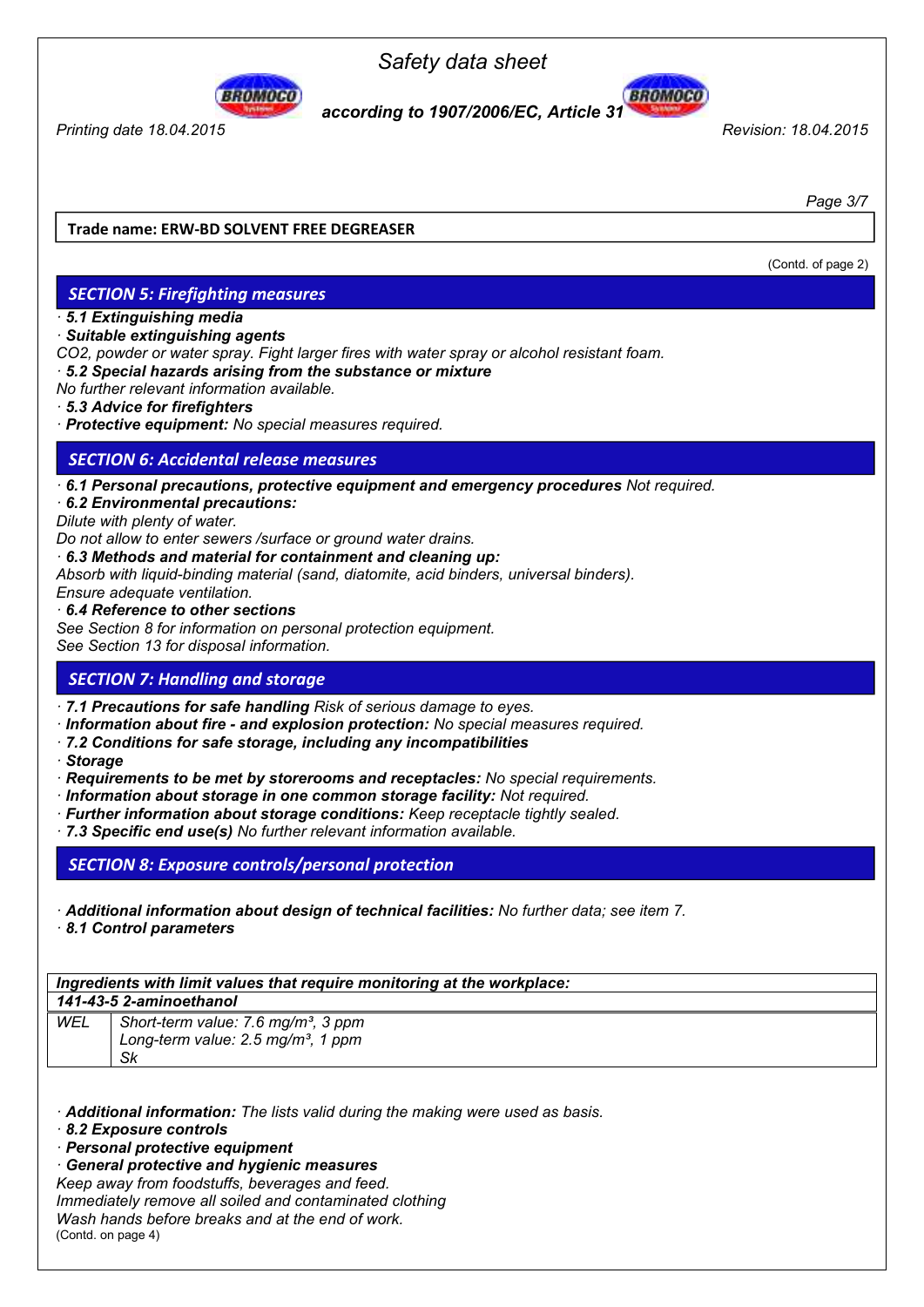**Trade name: ERW-BD SOLVENT FREE DEGREASER**

(Contd. of page 2)

## SECTION 5: Firefighting measures

· **5.1 Extinguishing media**
· **Suitable extinguishing agents**
CO2, powder or water spray. Fight larger fires with water spray or alcohol resistant foam.
· **5.2 Special hazards arising from the substance or mixture**
No further relevant information available.
· **5.3 Advice for firefighters**
· **Protective equipment:** No special measures required.

## SECTION 6: Accidental release measures

· **6.1 Personal precautions, protective equipment and emergency procedures** Not required.
· **6.2 Environmental precautions:**
Dilute with plenty of water.
Do not allow to enter sewers /surface or ground water drains.
· **6.3 Methods and material for containment and cleaning up:**
Absorb with liquid-binding material (sand, diatomite, acid binders, universal binders).
Ensure adequate ventilation.
· **6.4 Reference to other sections**
See Section 8 for information on personal protection equipment.
See Section 13 for disposal information.

## SECTION 7: Handling and storage

· **7.1 Precautions for safe handling** Risk of serious damage to eyes.
· **Information about fire - and explosion protection:** No special measures required.
· **7.2 Conditions for safe storage, including any incompatibilities**
· **Storage**
· **Requirements to be met by storerooms and receptacles:** No special requirements.
· **Information about storage in one common storage facility:** Not required.
· **Further information about storage conditions:** Keep receptacle tightly sealed.
· **7.3 Specific end use(s)** No further relevant information available.

## SECTION 8: Exposure controls/personal protection

· **Additional information about design of technical facilities:** No further data; see item 7.
· **8.1 Control parameters**

| **Ingredients with limit values that require monitoring at the workplace:** | |
|---|---|
| **141-43-5 2-aminoethanol** | |
| WEL | Short-term value: 7.6 mg/m³, 3 ppm<br>Long-term value: 2.5 mg/m³, 1 ppm<br>Sk |

· **Additional information:** The lists valid during the making were used as basis.
· **8.2 Exposure controls**
· **Personal protective equipment**
· **General protective and hygienic measures**
Keep away from foodstuffs, beverages and feed.
Immediately remove all soiled and contaminated clothing
Wash hands before breaks and at the end of work.

(Contd. on page 4)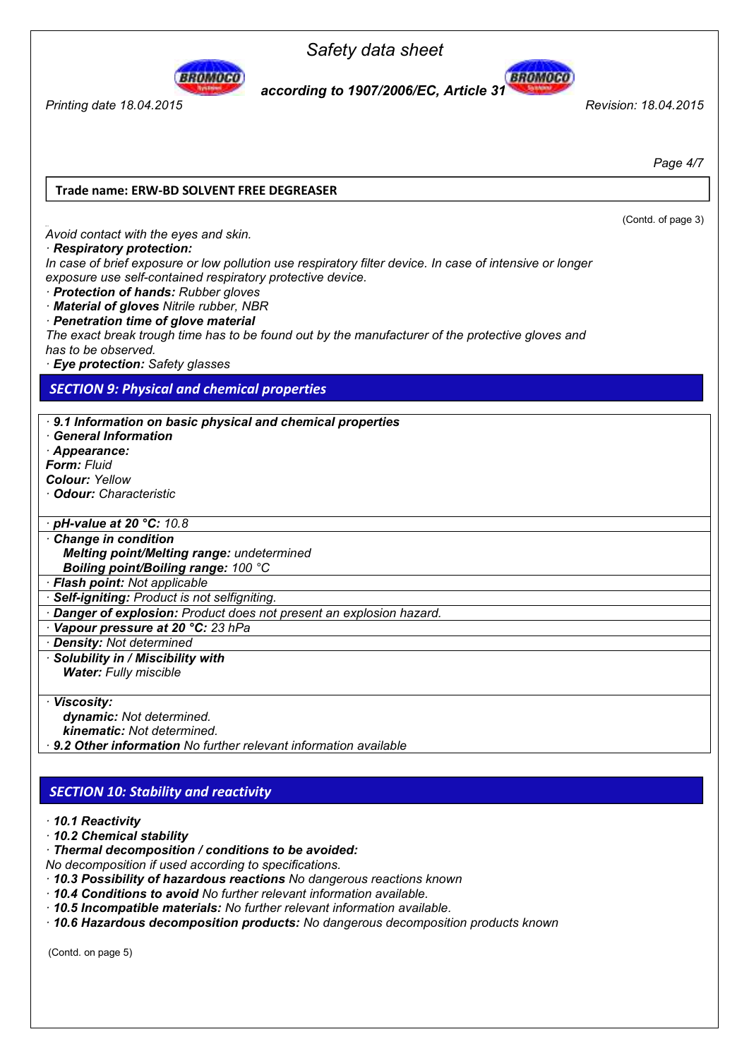Trade name: ERW-BD SOLVENT FREE DEGREASER

(Contd. of page 3)

*Avoid contact with the eyes and skin.*

· ***Respiratory protection:***
*In case of brief exposure or low pollution use respiratory filter device. In case of intensive or longer exposure use self-contained respiratory protective device.*

· ***Protection of hands:*** *Rubber gloves*
· ***Material of gloves*** *Nitrile rubber, NBR*
· ***Penetration time of glove material***
*The exact break trough time has to be found out by the manufacturer of the protective gloves and has to be observed.*
· ***Eye protection:*** *Safety glasses*

## SECTION 9: Physical and chemical properties

· ***9.1 Information on basic physical and chemical properties***
· ***General Information***
· ***Appearance:***
***Form:*** *Fluid*
***Colour:*** *Yellow*
· ***Odour:*** *Characteristic*

· ***pH-value at 20 °C:*** *10.8*

· ***Change in condition***
***Melting point/Melting range:*** *undetermined*
***Boiling point/Boiling range:*** *100 °C*

· ***Flash point:*** *Not applicable*

· ***Self-igniting:*** *Product is not selfigniting.*

· ***Danger of explosion:*** *Product does not present an explosion hazard.*

· ***Vapour pressure at 20 °C:*** *23 hPa*

· ***Density:*** *Not determined*

· ***Solubility in / Miscibility with***
***Water:*** *Fully miscible*

· ***Viscosity:***
***dynamic:*** *Not determined.*
***kinematic:*** *Not determined.*
· ***9.2 Other information*** *No further relevant information available*

## SECTION 10: Stability and reactivity

· ***10.1 Reactivity***
· ***10.2 Chemical stability***
· ***Thermal decomposition / conditions to be avoided:***
*No decomposition if used according to specifications.*
· ***10.3 Possibility of hazardous reactions*** *No dangerous reactions known*
· ***10.4 Conditions to avoid*** *No further relevant information available.*
· ***10.5 Incompatible materials:*** *No further relevant information available.*
· ***10.6 Hazardous decomposition products:*** *No dangerous decomposition products known*

(Contd. on page 5)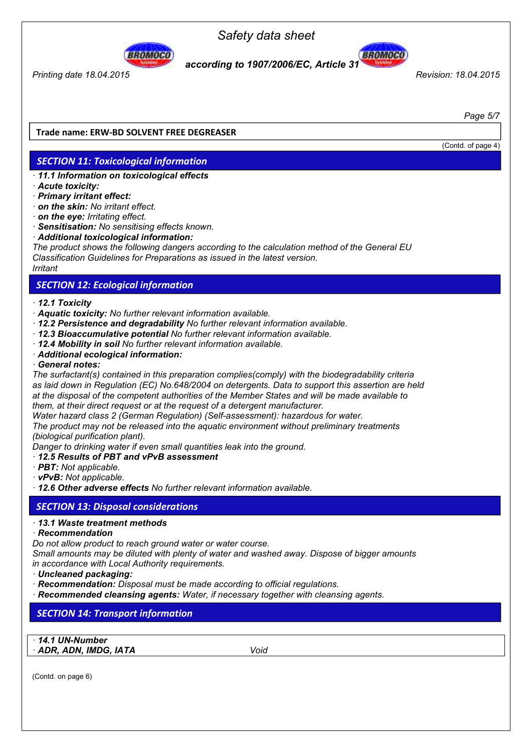Trade name: ERW-BD SOLVENT FREE DEGREASER

(Contd. of page 4)

## SECTION 11: Toxicological information

- ***11.1 Information on toxicological effects***
- ***Acute toxicity:***
- ***Primary irritant effect:***
- ***on the skin:*** *No irritant effect.*
- ***on the eye:*** *Irritating effect.*
- ***Sensitisation:*** *No sensitising effects known.*
- ***Additional toxicological information:***

*The product shows the following dangers according to the calculation method of the General EU Classification Guidelines for Preparations as issued in the latest version.*
*Irritant*

## SECTION 12: Ecological information

- ***12.1 Toxicity***
- ***Aquatic toxicity:*** *No further relevant information available.*
- ***12.2 Persistence and degradability*** *No further relevant information available.*
- ***12.3 Bioaccumulative potential*** *No further relevant information available.*
- ***12.4 Mobility in soil*** *No further relevant information available.*
- ***Additional ecological information:***
- ***General notes:***

*The surfactant(s) contained in this preparation complies(comply) with the biodegradability criteria as laid down in Regulation (EC) No.648/2004 on detergents. Data to support this assertion are held at the disposal of the competent authorities of the Member States and will be made available to them, at their direct request or at the request of a detergent manufacturer.*
*Water hazard class 2 (German Regulation) (Self-assessment): hazardous for water.*
*The product may not be released into the aquatic environment without preliminary treatments (biological purification plant).*
*Danger to drinking water if even small quantities leak into the ground.*

- ***12.5 Results of PBT and vPvB assessment***
- ***PBT:*** *Not applicable.*
- ***vPvB:*** *Not applicable.*
- ***12.6 Other adverse effects*** *No further relevant information available.*

## SECTION 13: Disposal considerations

- ***13.1 Waste treatment methods***
- ***Recommendation***

*Do not allow product to reach ground water or water course.*
*Small amounts may be diluted with plenty of water and washed away. Dispose of bigger amounts in accordance with Local Authority requirements.*

- ***Uncleaned packaging:***
- ***Recommendation:*** *Disposal must be made according to official regulations.*
- ***Recommended cleansing agents:*** *Water, if necessary together with cleansing agents.*

## SECTION 14: Transport information

| · ***14.1 UN-Number*** | |
|---|---|
| · ***ADR, ADN, IMDG, IATA*** | *Void* |

(Contd. on page 6)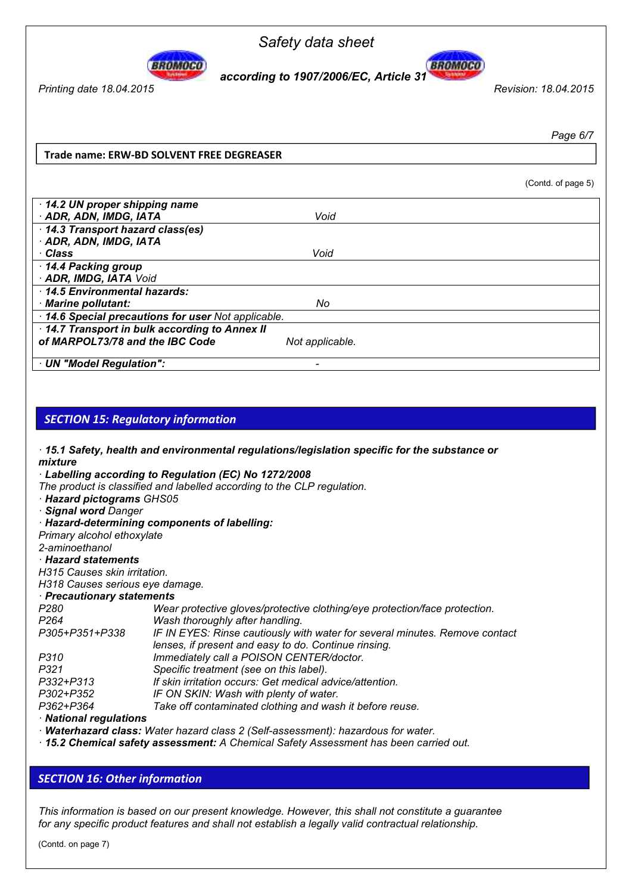**Trade name: ERW-BD SOLVENT FREE DEGREASER**

(Contd. of page 5)

| | |
|---|---|
| · **14.2 UN proper shipping name** | |
| · **ADR, ADN, IMDG, IATA** | *Void* |
| · **14.3 Transport hazard class(es)** | |
| · **ADR, ADN, IMDG, IATA** | |
| · **Class** | *Void* |
| · **14.4 Packing group** | |
| · **ADR, IMDG, IATA** *Void* | |
| · **14.5 Environmental hazards:** | |
| · **Marine pollutant:** | *No* |
| · **14.6 Special precautions for user** *Not applicable.* | |
| · **14.7 Transport in bulk according to Annex II of MARPOL73/78 and the IBC Code** | *Not applicable.* |
| · **UN "Model Regulation":** | - |

## SECTION 15: Regulatory information

· ***15.1 Safety, health and environmental regulations/legislation specific for the substance or mixture***

· ***Labelling according to Regulation (EC) No 1272/2008***

*The product is classified and labelled according to the CLP regulation.*

· ***Hazard pictograms*** *GHS05*

· ***Signal word*** *Danger*

· ***Hazard-determining components of labelling:***

*Primary alcohol ethoxylate*

*2-aminoethanol*

· ***Hazard statements***

*H315 Causes skin irritation.*

*H318 Causes serious eye damage.*

· ***Precautionary statements***

| | |
|---|---|
| *P280* | *Wear protective gloves/protective clothing/eye protection/face protection.* |
| *P264* | *Wash thoroughly after handling.* |
| *P305+P351+P338* | *IF IN EYES: Rinse cautiously with water for several minutes. Remove contact lenses, if present and easy to do. Continue rinsing.* |
| *P310* | *Immediately call a POISON CENTER/doctor.* |
| *P321* | *Specific treatment (see on this label).* |
| *P332+P313* | *If skin irritation occurs: Get medical advice/attention.* |
| *P302+P352* | *IF ON SKIN: Wash with plenty of water.* |
| *P362+P364* | *Take off contaminated clothing and wash it before reuse.* |

· ***National regulations***

· ***Waterhazard class:*** *Water hazard class 2 (Self-assessment): hazardous for water.*

· ***15.2 Chemical safety assessment:*** *A Chemical Safety Assessment has been carried out.*

## SECTION 16: Other information

*This information is based on our present knowledge. However, this shall not constitute a guarantee for any specific product features and shall not establish a legally valid contractual relationship.*

(Contd. on page 7)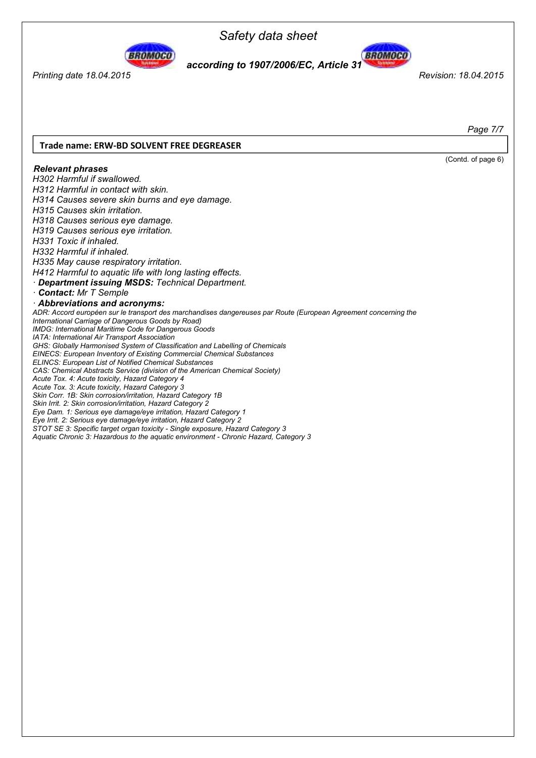**Trade name: ERW-BD SOLVENT FREE DEGREASER**

(Contd. of page 6)

***Relevant phrases***

*H302 Harmful if swallowed.*
*H312 Harmful in contact with skin.*
*H314 Causes severe skin burns and eye damage.*
*H315 Causes skin irritation.*
*H318 Causes serious eye damage.*
*H319 Causes serious eye irritation.*
*H331 Toxic if inhaled.*
*H332 Harmful if inhaled.*
*H335 May cause respiratory irritation.*
*H412 Harmful to aquatic life with long lasting effects.*

· ***Department issuing MSDS:*** *Technical Department.*

· ***Contact:*** *Mr T Semple*

· ***Abbreviations and acronyms:***

*ADR: Accord européen sur le transport des marchandises dangereuses par Route (European Agreement concerning the International Carriage of Dangerous Goods by Road)*
*IMDG: International Maritime Code for Dangerous Goods*
*IATA: International Air Transport Association*
*GHS: Globally Harmonised System of Classification and Labelling of Chemicals*
*EINECS: European Inventory of Existing Commercial Chemical Substances*
*ELINCS: European List of Notified Chemical Substances*
*CAS: Chemical Abstracts Service (division of the American Chemical Society)*
*Acute Tox. 4: Acute toxicity, Hazard Category 4*
*Acute Tox. 3: Acute toxicity, Hazard Category 3*
*Skin Corr. 1B: Skin corrosion/irritation, Hazard Category 1B*
*Skin Irrit. 2: Skin corrosion/irritation, Hazard Category 2*
*Eye Dam. 1: Serious eye damage/eye irritation, Hazard Category 1*
*Eye Irrit. 2: Serious eye damage/eye irritation, Hazard Category 2*
*STOT SE 3: Specific target organ toxicity - Single exposure, Hazard Category 3*
*Aquatic Chronic 3: Hazardous to the aquatic environment - Chronic Hazard, Category 3*